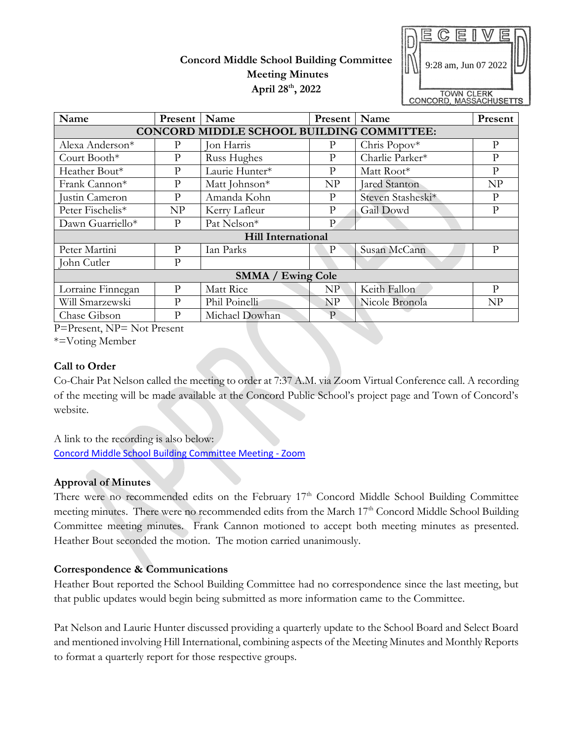# Concord Middle School Building Committee
## Meeting Minutes
### April 28th, 2022

RECEIVED
9:28 am, Jun 07 2022
TOWN CLERK
CONCORD, MASSACHUSETTS

| Name | Present | Name | Present | Name | Present |
|---|---|---|---|---|---|
| **CONCORD MIDDLE SCHOOL BUILDING COMMITTEE:** | | | | | |
| Alexa Anderson* | P | Jon Harris | P | Chris Popov* | P |
| Court Booth* | P | Russ Hughes | P | Charlie Parker* | P |
| Heather Bout* | P | Laurie Hunter* | P | Matt Root* | P |
| Frank Cannon* | P | Matt Johnson* | NP | Jared Stanton | NP |
| Justin Cameron | P | Amanda Kohn | P | Steven Stasheski* | P |
| Peter Fischelis* | NP | Kerry Lafleur | P | Gail Dowd | P |
| Dawn Guarriello* | P | Pat Nelson* | P | | |
| **Hill International** | | | | | |
| Peter Martini | P | Ian Parks | P | Susan McCann | P |
| John Cutler | P | | | | |
| **SMMA / Ewing Cole** | | | | | |
| Lorraine Finnegan | P | Matt Rice | NP | Keith Fallon | P |
| Will Smarzewski | P | Phil Poinelli | NP | Nicole Bronola | NP |
| Chase Gibson | P | Michael Dowhan | P | | |

P=Present, NP= Not Present
*=Voting Member

**Call to Order**
Co-Chair Pat Nelson called the meeting to order at 7:37 A.M. via Zoom Virtual Conference call. A recording of the meeting will be made available at the Concord Public School's project page and Town of Concord's website.

A link to the recording is also below:
Concord Middle School Building Committee Meeting - Zoom

**Approval of Minutes**
There were no recommended edits on the February 17th Concord Middle School Building Committee meeting minutes. There were no recommended edits from the March 17th Concord Middle School Building Committee meeting minutes. Frank Cannon motioned to accept both meeting minutes as presented. Heather Bout seconded the motion. The motion carried unanimously.

**Correspondence & Communications**
Heather Bout reported the School Building Committee had no correspondence since the last meeting, but that public updates would begin being submitted as more information came to the Committee.

Pat Nelson and Laurie Hunter discussed providing a quarterly update to the School Board and Select Board and mentioned involving Hill International, combining aspects of the Meeting Minutes and Monthly Reports to format a quarterly report for those respective groups.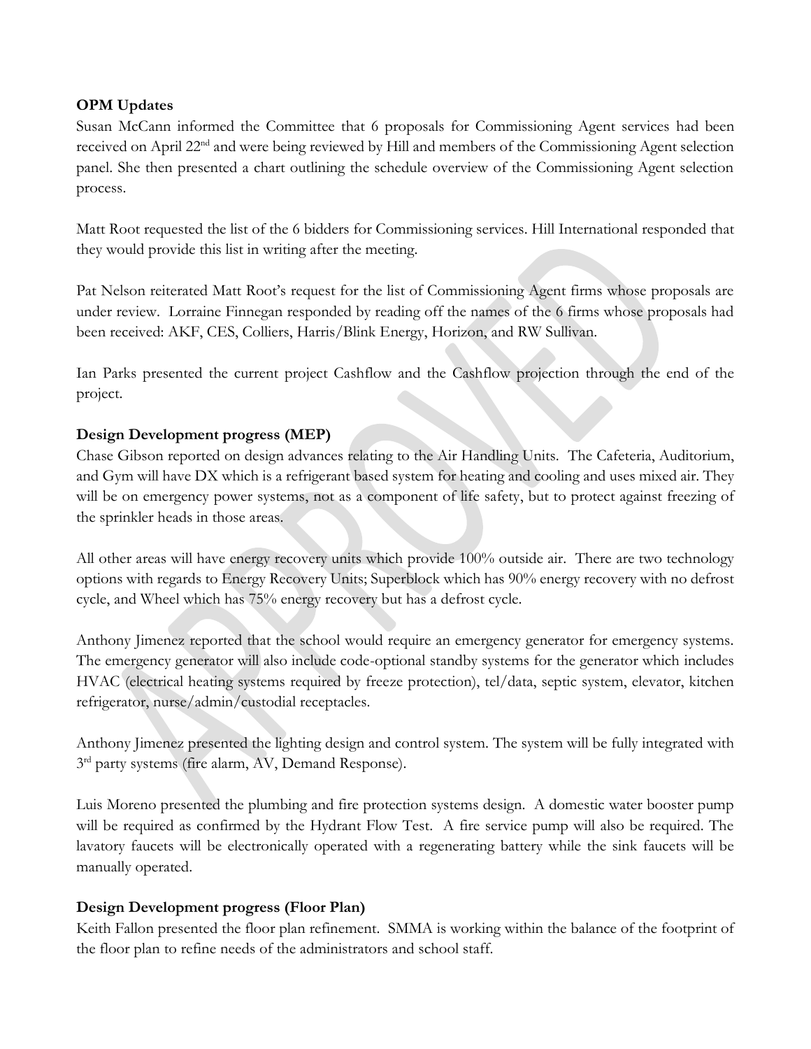**OPM Updates**

Susan McCann informed the Committee that 6 proposals for Commissioning Agent services had been received on April 22nd and were being reviewed by Hill and members of the Commissioning Agent selection panel. She then presented a chart outlining the schedule overview of the Commissioning Agent selection process.

Matt Root requested the list of the 6 bidders for Commissioning services. Hill International responded that they would provide this list in writing after the meeting.

Pat Nelson reiterated Matt Root's request for the list of Commissioning Agent firms whose proposals are under review. Lorraine Finnegan responded by reading off the names of the 6 firms whose proposals had been received: AKF, CES, Colliers, Harris/Blink Energy, Horizon, and RW Sullivan.

Ian Parks presented the current project Cashflow and the Cashflow projection through the end of the project.

**Design Development progress (MEP)**

Chase Gibson reported on design advances relating to the Air Handling Units. The Cafeteria, Auditorium, and Gym will have DX which is a refrigerant based system for heating and cooling and uses mixed air. They will be on emergency power systems, not as a component of life safety, but to protect against freezing of the sprinkler heads in those areas.

All other areas will have energy recovery units which provide 100% outside air. There are two technology options with regards to Energy Recovery Units; Superblock which has 90% energy recovery with no defrost cycle, and Wheel which has 75% energy recovery but has a defrost cycle.

Anthony Jimenez reported that the school would require an emergency generator for emergency systems. The emergency generator will also include code-optional standby systems for the generator which includes HVAC (electrical heating systems required by freeze protection), tel/data, septic system, elevator, kitchen refrigerator, nurse/admin/custodial receptacles.

Anthony Jimenez presented the lighting design and control system. The system will be fully integrated with 3rd party systems (fire alarm, AV, Demand Response).

Luis Moreno presented the plumbing and fire protection systems design. A domestic water booster pump will be required as confirmed by the Hydrant Flow Test. A fire service pump will also be required. The lavatory faucets will be electronically operated with a regenerating battery while the sink faucets will be manually operated.

**Design Development progress (Floor Plan)**

Keith Fallon presented the floor plan refinement. SMMA is working within the balance of the footprint of the floor plan to refine needs of the administrators and school staff.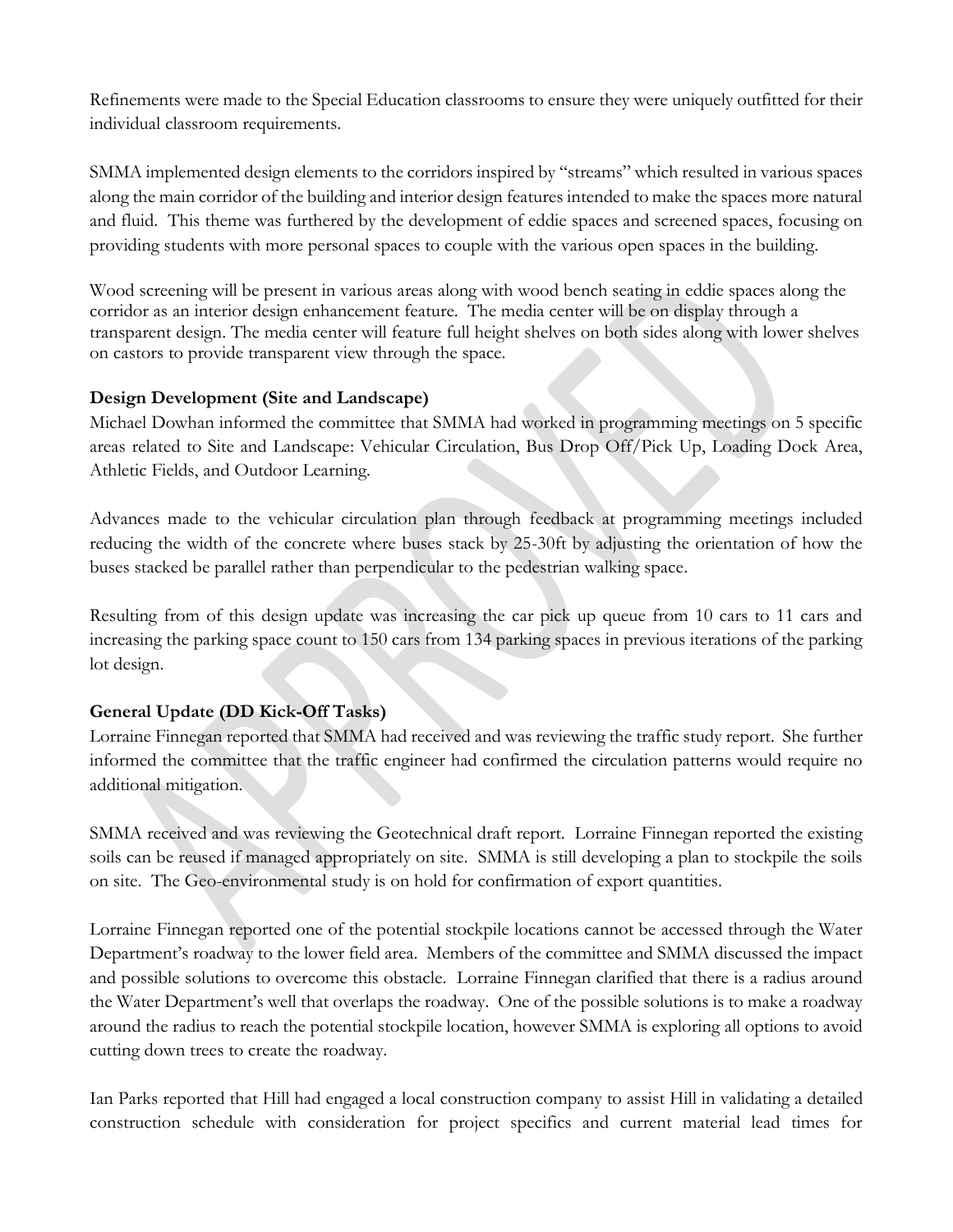Refinements were made to the Special Education classrooms to ensure they were uniquely outfitted for their individual classroom requirements.

SMMA implemented design elements to the corridors inspired by "streams" which resulted in various spaces along the main corridor of the building and interior design features intended to make the spaces more natural and fluid. This theme was furthered by the development of eddie spaces and screened spaces, focusing on providing students with more personal spaces to couple with the various open spaces in the building.

Wood screening will be present in various areas along with wood bench seating in eddie spaces along the corridor as an interior design enhancement feature. The media center will be on display through a transparent design. The media center will feature full height shelves on both sides along with lower shelves on castors to provide transparent view through the space.

**Design Development (Site and Landscape)**

Michael Dowhan informed the committee that SMMA had worked in programming meetings on 5 specific areas related to Site and Landscape: Vehicular Circulation, Bus Drop Off/Pick Up, Loading Dock Area, Athletic Fields, and Outdoor Learning.

Advances made to the vehicular circulation plan through feedback at programming meetings included reducing the width of the concrete where buses stack by 25-30ft by adjusting the orientation of how the buses stacked be parallel rather than perpendicular to the pedestrian walking space.

Resulting from of this design update was increasing the car pick up queue from 10 cars to 11 cars and increasing the parking space count to 150 cars from 134 parking spaces in previous iterations of the parking lot design.

**General Update (DD Kick-Off Tasks)**

Lorraine Finnegan reported that SMMA had received and was reviewing the traffic study report. She further informed the committee that the traffic engineer had confirmed the circulation patterns would require no additional mitigation.

SMMA received and was reviewing the Geotechnical draft report. Lorraine Finnegan reported the existing soils can be reused if managed appropriately on site. SMMA is still developing a plan to stockpile the soils on site. The Geo-environmental study is on hold for confirmation of export quantities.

Lorraine Finnegan reported one of the potential stockpile locations cannot be accessed through the Water Department's roadway to the lower field area. Members of the committee and SMMA discussed the impact and possible solutions to overcome this obstacle. Lorraine Finnegan clarified that there is a radius around the Water Department's well that overlaps the roadway. One of the possible solutions is to make a roadway around the radius to reach the potential stockpile location, however SMMA is exploring all options to avoid cutting down trees to create the roadway.

Ian Parks reported that Hill had engaged a local construction company to assist Hill in validating a detailed construction schedule with consideration for project specifics and current material lead times for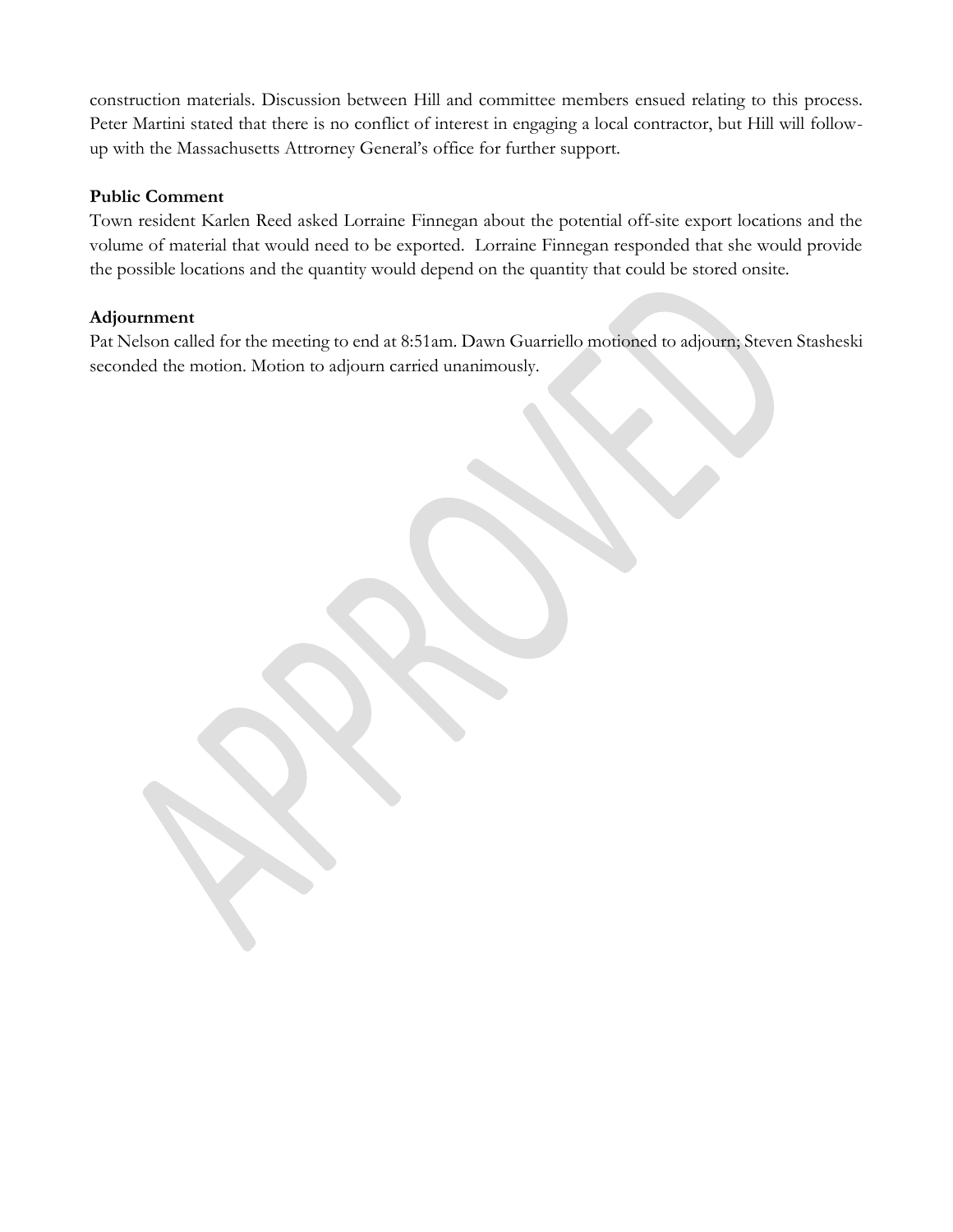construction materials. Discussion between Hill and committee members ensued relating to this process. Peter Martini stated that there is no conflict of interest in engaging a local contractor, but Hill will follow-up with the Massachusetts Attrorney General's office for further support.

**Public Comment**

Town resident Karlen Reed asked Lorraine Finnegan about the potential off-site export locations and the volume of material that would need to be exported. Lorraine Finnegan responded that she would provide the possible locations and the quantity would depend on the quantity that could be stored onsite.

**Adjournment**

Pat Nelson called for the meeting to end at 8:51am. Dawn Guarriello motioned to adjourn; Steven Stasheski seconded the motion. Motion to adjourn carried unanimously.